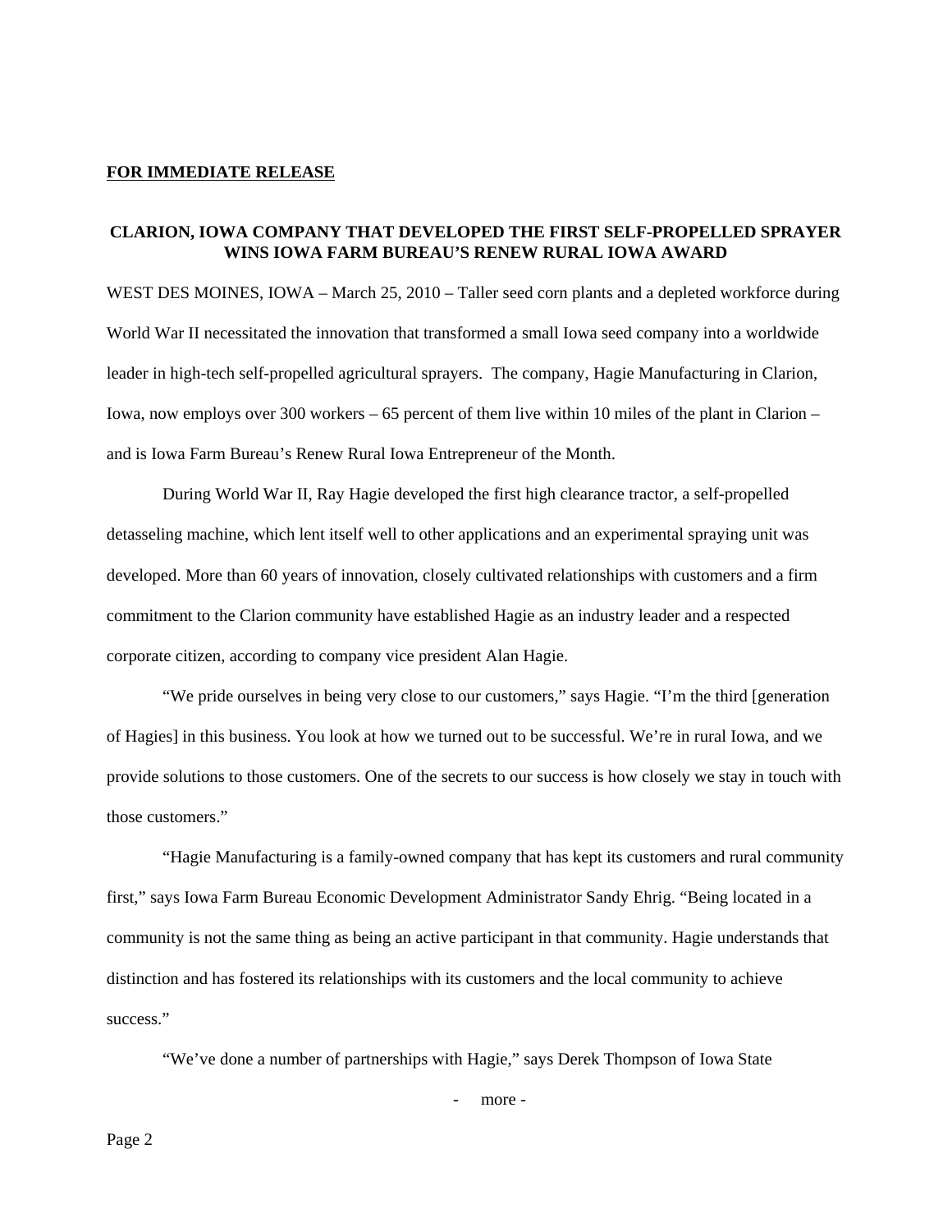**FOR IMMEDIATE RELEASE**

## CLARION, IOWA COMPANY THAT DEVELOPED THE FIRST SELF-PROPELLED SPRAYER WINS IOWA FARM BUREAU'S RENEW RURAL IOWA AWARD

WEST DES MOINES, IOWA – March 25, 2010 – Taller seed corn plants and a depleted workforce during World War II necessitated the innovation that transformed a small Iowa seed company into a worldwide leader in high-tech self-propelled agricultural sprayers. The company, Hagie Manufacturing in Clarion, Iowa, now employs over 300 workers – 65 percent of them live within 10 miles of the plant in Clarion – and is Iowa Farm Bureau's Renew Rural Iowa Entrepreneur of the Month.

During World War II, Ray Hagie developed the first high clearance tractor, a self-propelled detasseling machine, which lent itself well to other applications and an experimental spraying unit was developed. More than 60 years of innovation, closely cultivated relationships with customers and a firm commitment to the Clarion community have established Hagie as an industry leader and a respected corporate citizen, according to company vice president Alan Hagie.

"We pride ourselves in being very close to our customers," says Hagie. "I'm the third [generation of Hagies] in this business. You look at how we turned out to be successful. We're in rural Iowa, and we provide solutions to those customers. One of the secrets to our success is how closely we stay in touch with those customers."

"Hagie Manufacturing is a family-owned company that has kept its customers and rural community first," says Iowa Farm Bureau Economic Development Administrator Sandy Ehrig. "Being located in a community is not the same thing as being an active participant in that community. Hagie understands that distinction and has fostered its relationships with its customers and the local community to achieve success."

"We've done a number of partnerships with Hagie," says Derek Thompson of Iowa State

- more -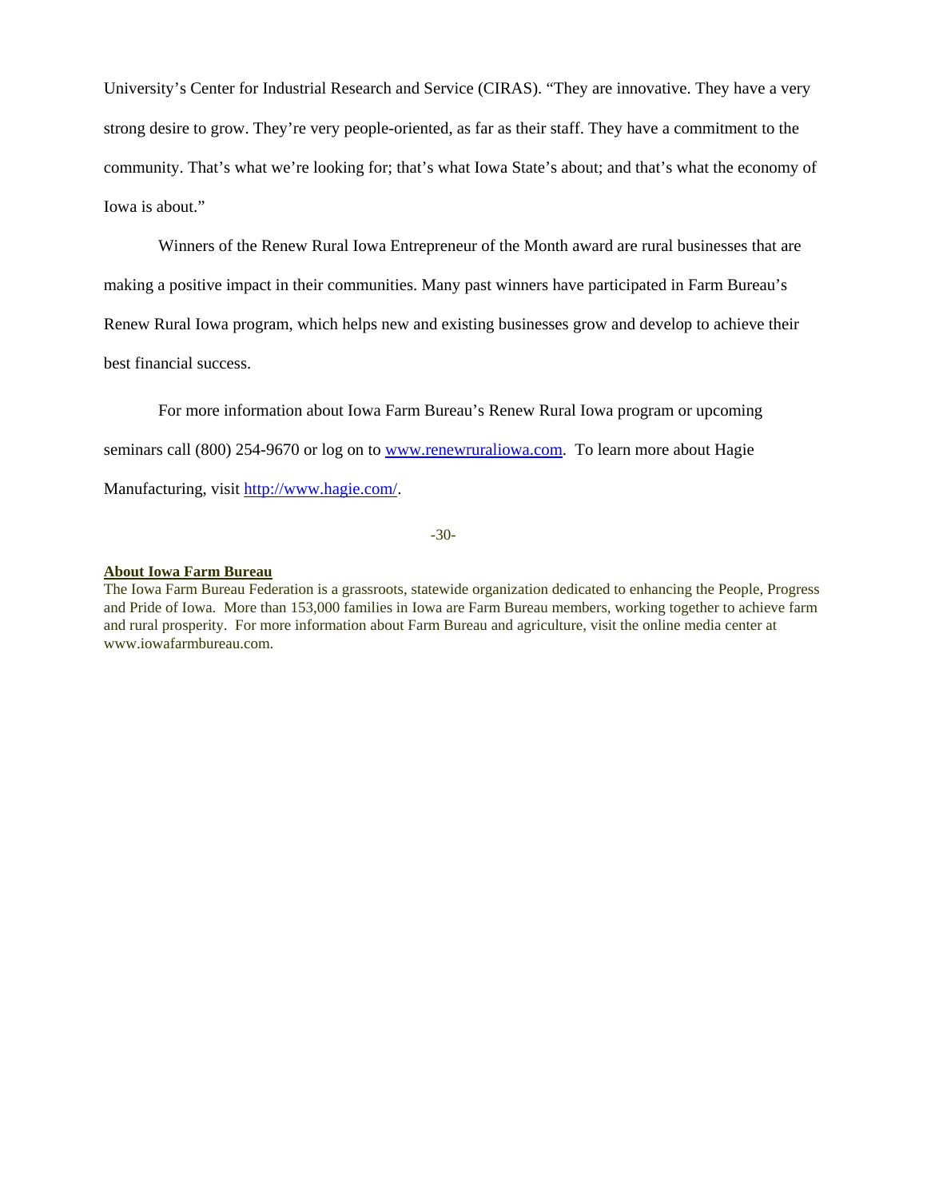University's Center for Industrial Research and Service (CIRAS). "They are innovative. They have a very strong desire to grow. They're very people-oriented, as far as their staff. They have a commitment to the community. That's what we're looking for; that's what Iowa State's about; and that's what the economy of Iowa is about."

Winners of the Renew Rural Iowa Entrepreneur of the Month award are rural businesses that are making a positive impact in their communities. Many past winners have participated in Farm Bureau's Renew Rural Iowa program, which helps new and existing businesses grow and develop to achieve their best financial success.

For more information about Iowa Farm Bureau's Renew Rural Iowa program or upcoming seminars call (800) 254-9670 or log on to [www.renewruraliowa.com](http://www.renewruraliowa.com). To learn more about Hagie Manufacturing, visit [http://www.hagie.com/](http://www.hagie.com/).

-30-

**About Iowa Farm Bureau**

The Iowa Farm Bureau Federation is a grassroots, statewide organization dedicated to enhancing the People, Progress and Pride of Iowa. More than 153,000 families in Iowa are Farm Bureau members, working together to achieve farm and rural prosperity. For more information about Farm Bureau and agriculture, visit the online media center at www.iowafarmbureau.com.